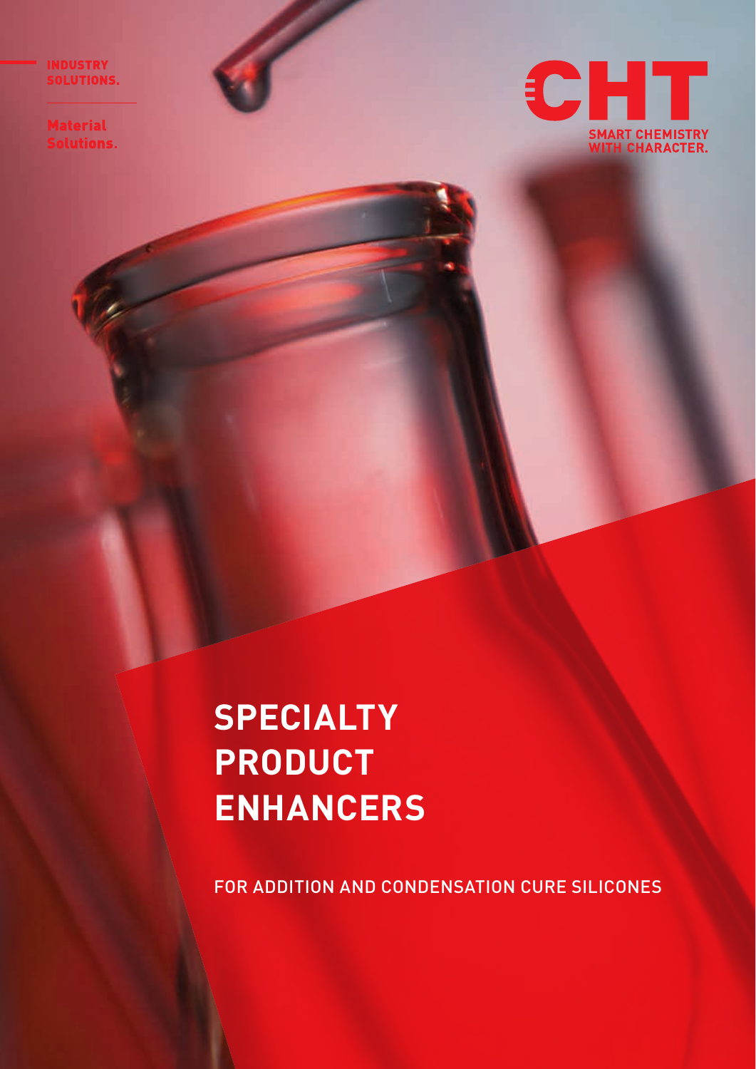INDUSTRY SOLUTIONS.

Material Solutions.

CHT

SMART CHEMISTRY WITH CHARACTER.

# SPECIALTY PRODUCT ENHANCERS

FOR ADDITION AND CONDENSATION CURE SILICONES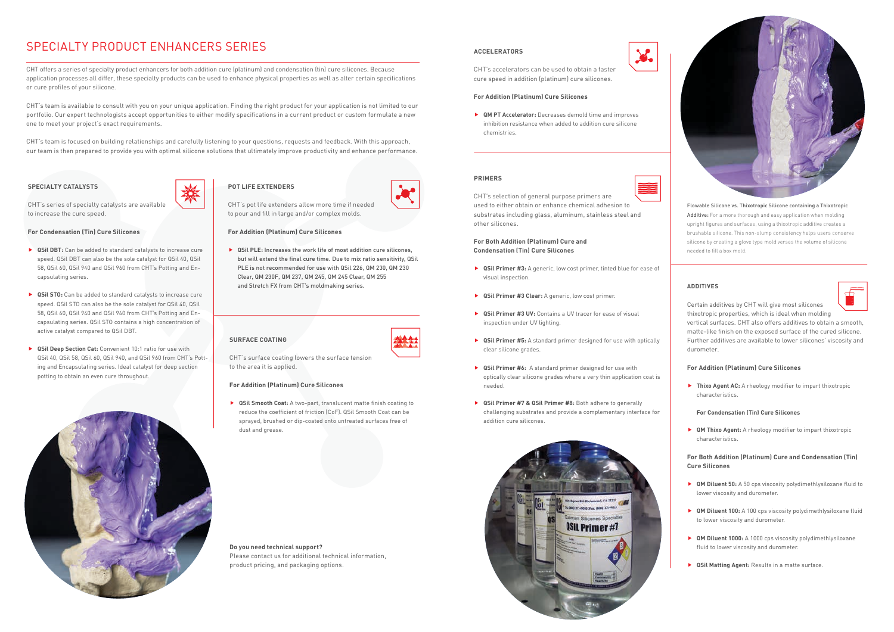# SPECIALTY PRODUCT ENHANCERS SERIES

CHT offers a series of specialty product enhancers for both addition cure (platinum) and condensation (tin) cure silicones. Because application processes all differ, these specialty products can be used to enhance physical properties as well as alter certain specifications or cure profiles of your silicone.

CHT's team is available to consult with you on your unique application. Finding the right product for your application is not limited to our portfolio. Our expert technologists accept opportunities to either modify specifications in a current product or custom formulate a new one to meet your project's exact requirements.

CHT's team is focused on building relationships and carefully listening to your questions, requests and feedback. With this approach, our team is then prepared to provide you with optimal silicone solutions that ultimately improve productivity and enhance performance.

## SPECIALTY CATALYSTS

CHT's series of specialty catalysts are available to increase the cure speed.

**For Condensation (Tin) Cure Silicones**

- **QSil DBT:** Can be added to standard catalysts to increase cure speed. QSil DBT can also be the sole catalyst for QSil 40, QSil 58, QSil 60, QSil 940 and QSil 960 from CHT's Potting and Encapsulating series.
- **QSil STO:** Can be added to standard catalysts to increase cure speed. QSil STO can also be the sole catalyst for QSil 40, QSil 58, QSil 60, QSil 940 and QSil 960 from CHT's Potting and Encapsulating series. QSil STO contains a high concentration of active catalyst compared to QSil DBT.
- **QSil Deep Section Cat:** Convenient 10:1 ratio for use with QSil 40, QSil 58, QSil 60, QSil 940, and QSil 960 from CHT's Potting and Encapsulating series. Ideal catalyst for deep section potting to obtain an even cure throughout.

## POT LIFE EXTENDERS

CHT's pot life extenders allow more time if needed to pour and fill in large and/or complex molds.

**For Addition (Platinum) Cure Silicones**

- **QSil PLE:** Increases the work life of most addition cure silicones, but will extend the final cure time. Due to mix ratio sensitivity, QSil PLE is not recommended for use with QSil 226, QM 230, QM 230 Clear, QM 230F, QM 237, QM 245, QM 245 Clear, QM 255 and Stretch FX from CHT's moldmaking series.

## SURFACE COATING

CHT's surface coating lowers the surface tension to the area it is applied.

**For Addition (Platinum) Cure Silicones**

- **QSil Smooth Coat:** A two-part, translucent matte finish coating to reduce the coefficient of friction (CoF). QSil Smooth Coat can be sprayed, brushed or dip-coated onto untreated surfaces free of dust and grease.

**Do you need technical support?**
Please contact us for additional technical information, product pricing, and packaging options.

## ACCELERATORS

CHT's accelerators can be used to obtain a faster cure speed in addition (platinum) cure silicones.

**For Addition (Platinum) Cure Silicones**

- **QM PT Accelerator:** Decreases demold time and improves inhibition resistance when added to addition cure silicone chemistries.

## PRIMERS

CHT's selection of general purpose primers are used to either obtain or enhance chemical adhesion to substrates including glass, aluminum, stainless steel and other silicones.

**For Both Addition (Platinum) Cure and Condensation (Tin) Cure Silicones**

- **QSil Primer #3:** A generic, low cost primer, tinted blue for ease of visual inspection.
- **QSil Primer #3 Clear:** A generic, low cost primer.
- **QSil Primer #3 UV:** Contains a UV tracer for ease of visual inspection under UV lighting.
- **QSil Primer #5:** A standard primer designed for use with optically clear silicone grades.
- **QSil Primer #6:** A standard primer designed for use with optically clear silicone grades where a very thin application coat is needed.
- **QSil Primer #7 & QSil Primer #8:** Both adhere to generally challenging substrates and provide a complementary interface for addition cure silicones.

**Flowable Silicone vs. Thixotropic Silicone containing a Thixotropic Additive:** For a more thorough and easy application when molding upright figures and surfaces, using a thixotropic additive creates a brushable silicone. This non-slump consistency helps users conserve silicone by creating a glove type mold verses the volume of silicone needed to fill a box mold.

## ADDITIVES

Certain additives by CHT will give most silicones thixotropic properties, which is ideal when molding vertical surfaces. CHT also offers additives to obtain a smooth, matte-like finish on the exposed surface of the cured silicone. Further additives are available to lower silicones' viscosity and durometer.

**For Addition (Platinum) Cure Silicones**

- **Thixo Agent AC:** A rheology modifier to impart thixotropic characteristics.

**For Condensation (Tin) Cure Silicones**

- **QM Thixo Agent:** A rheology modifier to impart thixotropic characteristics.

**For Both Addition (Platinum) Cure and Condensation (Tin) Cure Silicones**

- **QM Diluent 50:** A 50 cps viscosity polydimethlysiloxane fluid to lower viscosity and durometer.
- **QM Diluent 100:** A 100 cps viscosity polydimethlysiloxane fluid to lower viscosity and durometer.
- **QM Diluent 1000:** A 1000 cps viscosity polydimethlysiloxane fluid to lower viscosity and durometer.
- **QSil Matting Agent:** Results in a matte surface.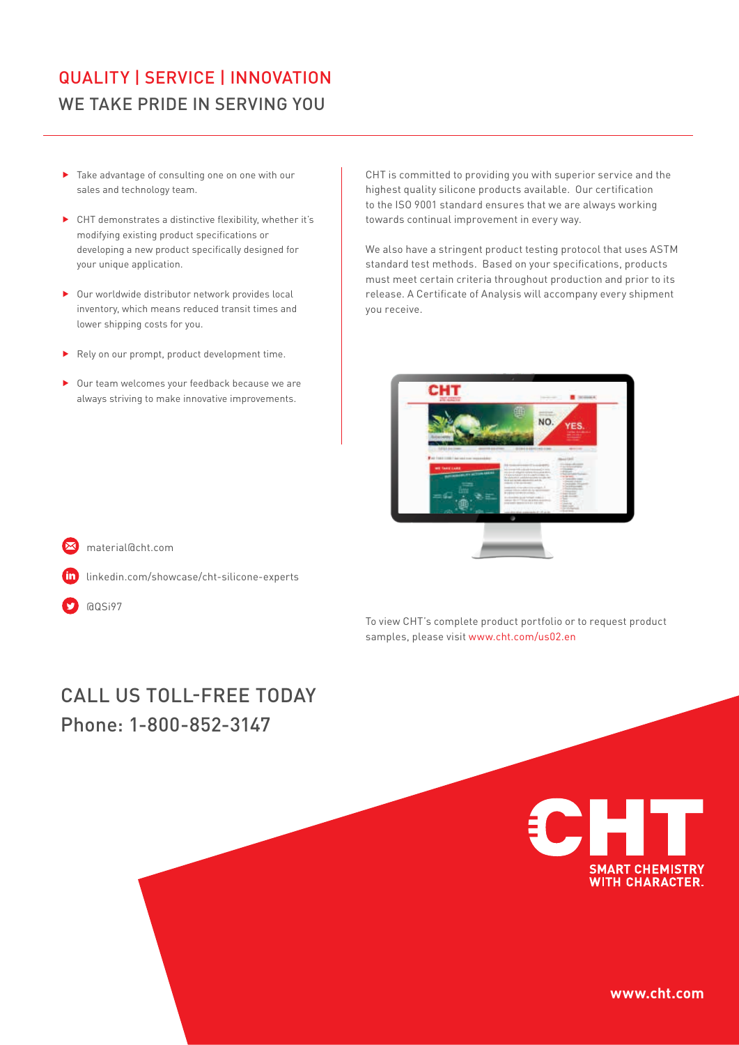## QUALITY | SERVICE | INNOVATION
## WE TAKE PRIDE IN SERVING YOU

- Take advantage of consulting one on one with our sales and technology team.
- CHT demonstrates a distinctive flexibility, whether it's modifying existing product specifications or developing a new product specifically designed for your unique application.
- Our worldwide distributor network provides local inventory, which means reduced transit times and lower shipping costs for you.
- Rely on our prompt, product development time.
- Our team welcomes your feedback because we are always striving to make innovative improvements.

CHT is committed to providing you with superior service and the highest quality silicone products available. Our certification to the ISO 9001 standard ensures that we are always working towards continual improvement in every way.

We also have a stringent product testing protocol that uses ASTM standard test methods. Based on your specifications, products must meet certain criteria throughout production and prior to its release. A Certificate of Analysis will accompany every shipment you receive.

material@cht.com

linkedin.com/showcase/cht-silicone-experts

@QSi97

To view CHT's complete product portfolio or to request product samples, please visit www.cht.com/us02.en

## CALL US TOLL-FREE TODAY
## Phone: 1-800-852-3147

CHT
SMART CHEMISTRY WITH CHARACTER.

www.cht.com